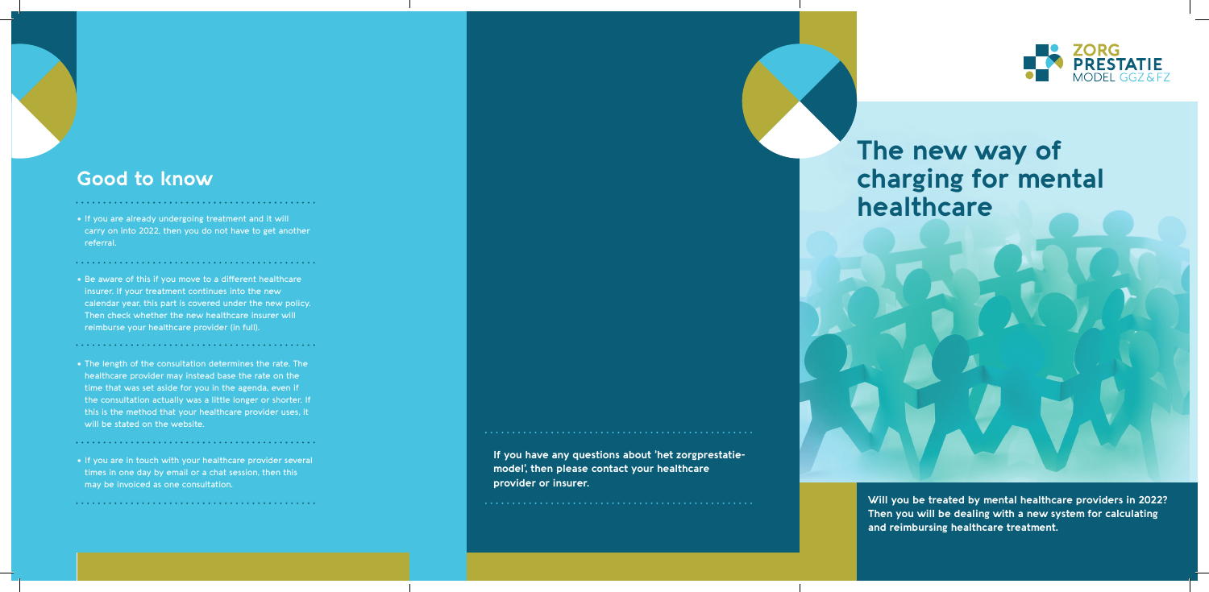## Good to know

- If you are already undergoing treatment and it will carry on into 2022, then you do not have to get another referral.

- Be aware of this if you move to a different healthcare insurer. If your treatment continues into the new calendar year, this part is covered under the new policy. Then check whether the new healthcare insurer will reimburse your healthcare provider (in full).

- The length of the consultation determines the rate. The healthcare provider may instead base the rate on the time that was set aside for you in the agenda, even if the consultation actually was a little longer or shorter. If this is the method that your healthcare provider uses, it will be stated on the website.

- If you are in touch with your healthcare provider several times in one day by email or a chat session, then this may be invoiced as one consultation.

**If you have any questions about 'het zorgprestatiemodel', then please contact your healthcare provider or insurer.**

ZORG PRESTATIE MODEL GGZ & FZ

# The new way of charging for mental healthcare

**Will you be treated by mental healthcare providers in 2022? Then you will be dealing with a new system for calculating and reimbursing healthcare treatment.**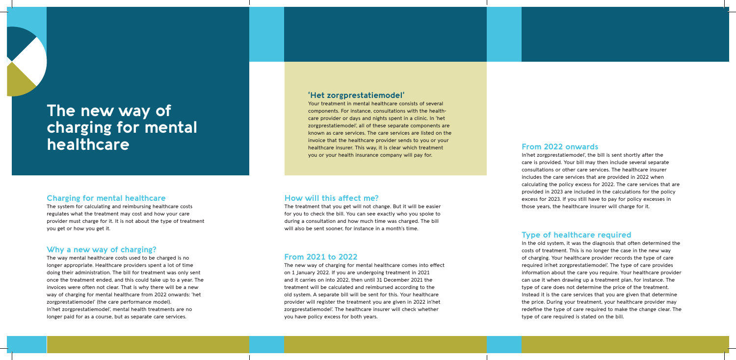# The new way of charging for mental healthcare

## Charging for mental healthcare

The system for calculating and reimbursing healthcare costs regulates what the treatment may cost and how your care provider must charge for it. It is not about the type of treatment you get or how you get it.

## Why a new way of charging?

The way mental healthcare costs used to be charged is no longer appropriate. Healthcare providers spent a lot of time doing their administration. The bill for treatment was only sent once the treatment ended, and this could take up to a year. The invoices were often not clear. That is why there will be a new way of charging for mental healthcare from 2022 onwards: 'het zorgprestatiemodel' (the care performance model).
In'het zorgprestatiemodel', mental health treatments are no longer paid for as a course, but as separate care services.

## 'Het zorgprestatiemodel'

Your treatment in mental healthcare consists of several components. For instance, consultations with the health-care provider or days and nights spent in a clinic. In 'het zorgprestatiemodel', all of these separate components are known as care services. The care services are listed on the invoice that the healthcare provider sends to you or your healthcare insurer. This way, it is clear which treatment you or your health insurance company will pay for.

## How will this affect me?

The treatment that you get will not change. But it will be easier for you to check the bill. You can see exactly who you spoke to during a consultation and how much time was charged. The bill will also be sent sooner, for instance in a month's time.

## From 2021 to 2022

The new way of charging for mental healthcare comes into effect on 1 January 2022. If you are undergoing treatment in 2021 and it carries on into 2022, then until 31 December 2021 the treatment will be calculated and reimbursed according to the old system. A separate bill will be sent for this. Your healthcare provider will register the treatment you are given in 2022 in'het zorgprestatiemodel'. The healthcare insurer will check whether you have policy excess for both years.

## From 2022 onwards

In'het zorgprestatiemodel', the bill is sent shortly after the care is provided. Your bill may then include several separate consultations or other care services. The healthcare insurer includes the care services that are provided in 2022 when calculating the policy excess for 2022. The care services that are provided in 2023 are included in the calculations for the policy excess for 2023. If you still have to pay for policy excesses in those years, the healthcare insurer will charge for it.

## Type of healthcare required

In the old system, it was the diagnosis that often determined the costs of treatment. This is no longer the case in the new way of charging. Your healthcare provider records the type of care required in'het zorgprestatiemodel'. The type of care provides information about the care you require. Your healthcare provider can use it when drawing up a treatment plan, for instance. The type of care does not determine the price of the treatment. Instead it is the care services that you are given that determine the price. During your treatment, your healthcare provider may redefine the type of care required to make the change clear. The type of care required is stated on the bill.